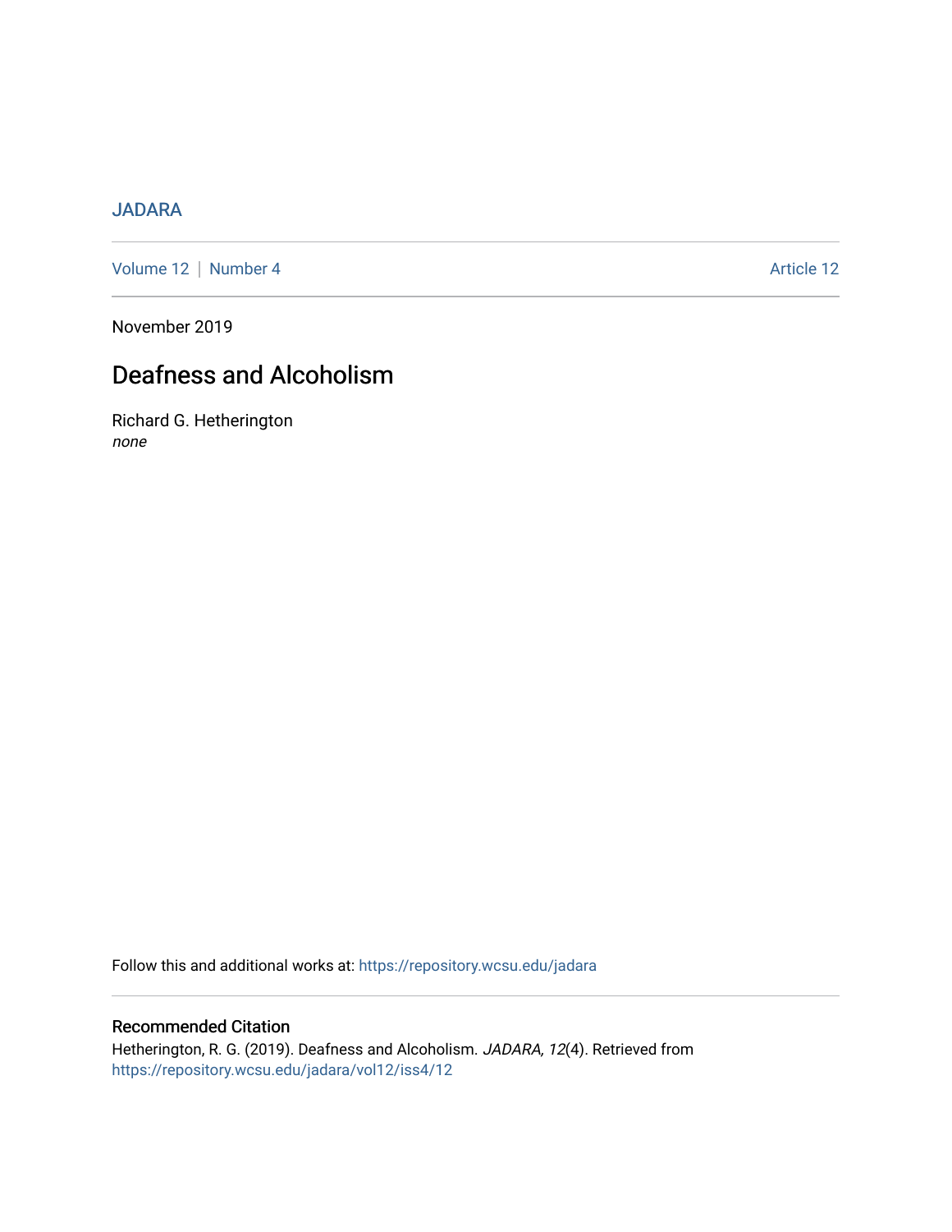JADARA

Volume 12 | Number 4 Article 12

November 2019

# Deafness and Alcoholism

Richard G. Hetherington
*none*

Follow this and additional works at: https://repository.wcsu.edu/jadara

## Recommended Citation

Hetherington, R. G. (2019). Deafness and Alcoholism. *JADARA, 12*(4). Retrieved from https://repository.wcsu.edu/jadara/vol12/iss4/12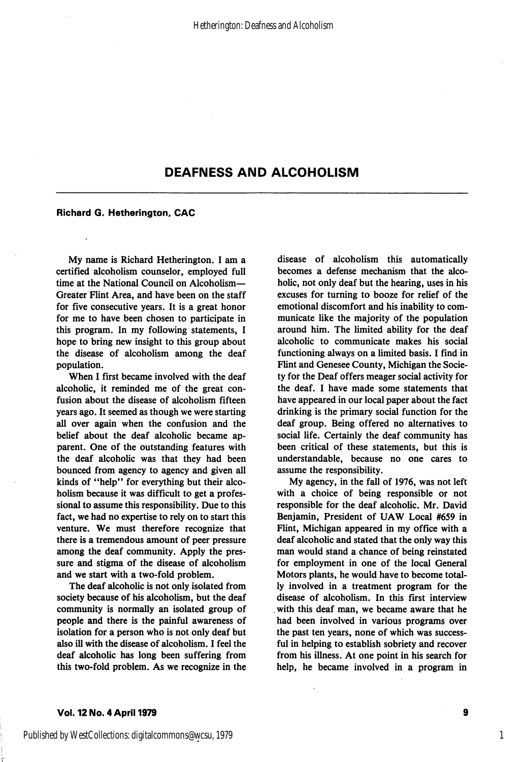# DEAFNESS AND ALCOHOLISM

**Richard G. Hetherington, CAC**

My name is Richard Hetherington. I am a certified alcoholism counselor, employed full time at the National Council on Alcoholism—Greater Flint Area, and have been on the staff for five consecutive years. It is a great honor for me to have been chosen to participate in this program. In my following statements, I hope to bring new insight to this group about the disease of alcoholism among the deaf population.

When I first became involved with the deaf alcoholic, it reminded me of the great confusion about the disease of alcoholism fifteen years ago. It seemed as though we were starting all over again when the confusion and the belief about the deaf alcoholic became apparent. One of the outstanding features with the deaf alcoholic was that they had been bounced from agency to agency and given all kinds of "help" for everything but their alcoholism because it was difficult to get a professional to assume this responsibility. Due to this fact, we had no expertise to rely on to start this venture. We must therefore recognize that there is a tremendous amount of peer pressure among the deaf community. Apply the pressure and stigma of the disease of alcoholism and we start with a two-fold problem.

The deaf alcoholic is not only isolated from society because of his alcoholism, but the deaf community is normally an isolated group of people and there is the painful awareness of isolation for a person who is not only deaf but also ill with the disease of alcoholism. I feel the deaf alcoholic has long been suffering from this two-fold problem. As we recognize in the disease of alcoholism this automatically becomes a defense mechanism that the alcoholic, not only deaf but the hearing, uses in his excuses for turning to booze for relief of the emotional discomfort and his inability to communicate like the majority of the population around him. The limited ability for the deaf alcoholic to communicate makes his social functioning always on a limited basis. I find in Flint and Genesee County, Michigan the Society for the Deaf offers meager social activity for the deaf. I have made some statements that have appeared in our local paper about the fact drinking is the primary social function for the deaf group. Being offered no alternatives to social life. Certainly the deaf community has been critical of these statements, but this is understandable, because no one cares to assume the responsibility.

My agency, in the fall of 1976, was not left with a choice of being responsible or not responsible for the deaf alcoholic. Mr. David Benjamin, President of UAW Local #659 in Flint, Michigan appeared in my office with a deaf alcoholic and stated that the only way this man would stand a chance of being reinstated for employment in one of the local General Motors plants, he would have to become totally involved in a treatment program for the disease of alcoholism. In this first interview with this deaf man, we became aware that he had been involved in various programs over the past ten years, none of which was successful in helping to establish sobriety and recover from his illness. At one point in his search for help, he became involved in a program in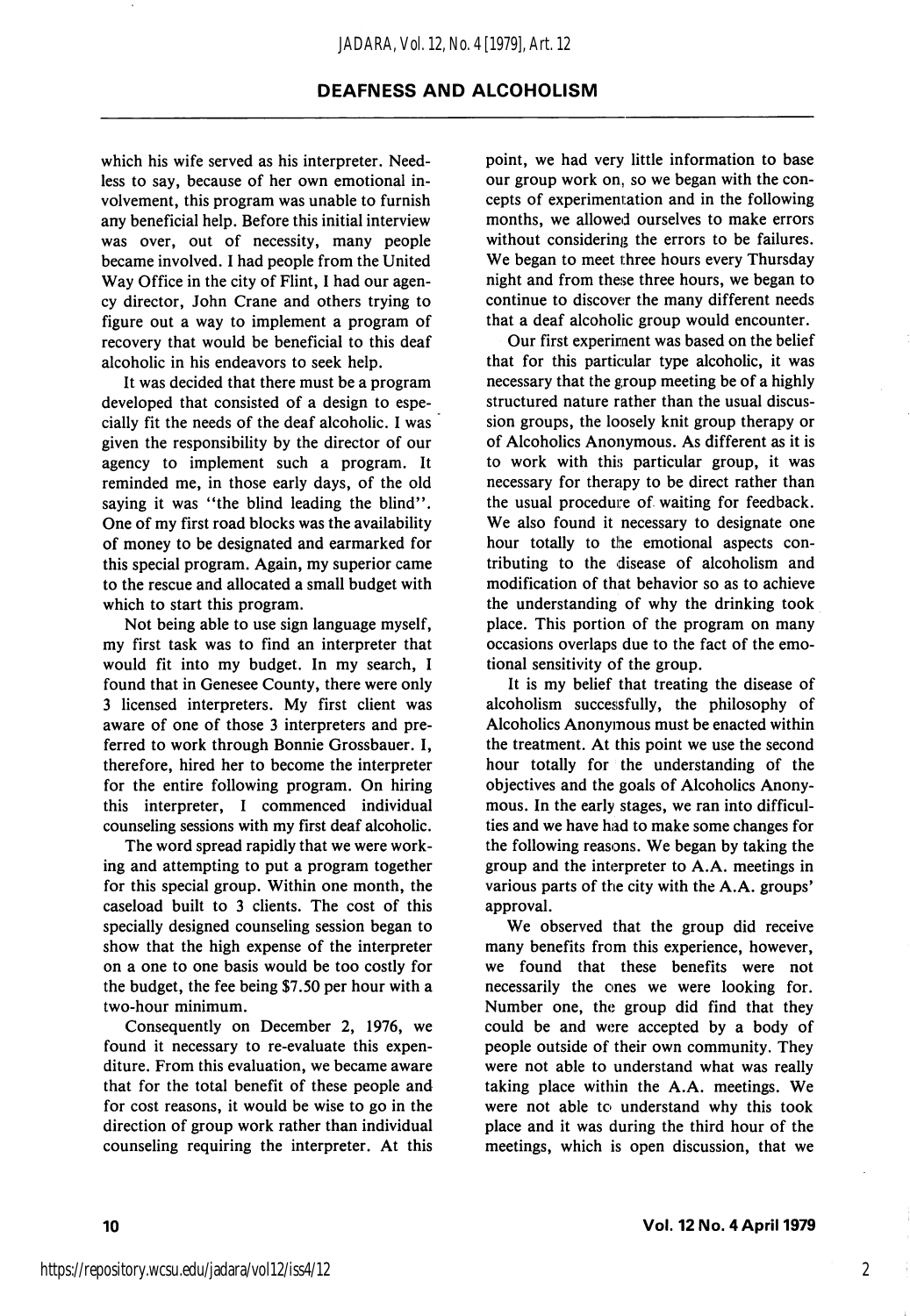which his wife served as his interpreter. Needless to say, because of her own emotional involvement, this program was unable to furnish any beneficial help. Before this initial interview was over, out of necessity, many people became involved. I had people from the United Way Office in the city of Flint, I had our agency director, John Crane and others trying to figure out a way to implement a program of recovery that would be beneficial to this deaf alcoholic in his endeavors to seek help.

It was decided that there must be a program developed that consisted of a design to especially fit the needs of the deaf alcoholic. I was given the responsibility by the director of our agency to implement such a program. It reminded me, in those early days, of the old saying it was "the blind leading the blind". One of my first road blocks was the availability of money to be designated and earmarked for this special program. Again, my superior came to the rescue and allocated a small budget with which to start this program.

Not being able to use sign language myself, my first task was to find an interpreter that would fit into my budget. In my search, I found that in Genesee County, there were only 3 licensed interpreters. My first client was aware of one of those 3 interpreters and preferred to work through Bonnie Grossbauer. I, therefore, hired her to become the interpreter for the entire following program. On hiring this interpreter, I commenced individual counseling sessions with my first deaf alcoholic.

The word spread rapidly that we were working and attempting to put a program together for this special group. Within one month, the caseload built to 3 clients. The cost of this specially designed counseling session began to show that the high expense of the interpreter on a one to one basis would be too costly for the budget, the fee being $7.50 per hour with a two-hour minimum.

Consequently on December 2, 1976, we found it necessary to re-evaluate this expenditure. From this evaluation, we became aware that for the total benefit of these people and for cost reasons, it would be wise to go in the direction of group work rather than individual counseling requiring the interpreter. At this point, we had very little information to base our group work on, so we began with the concepts of experimentation and in the following months, we allowed ourselves to make errors without considering the errors to be failures. We began to meet three hours every Thursday night and from these three hours, we began to continue to discover the many different needs that a deaf alcoholic group would encounter.

Our first experiment was based on the belief that for this particular type alcoholic, it was necessary that the group meeting be of a highly structured nature rather than the usual discussion groups, the loosely knit group therapy or of Alcoholics Anonymous. As different as it is to work with this particular group, it was necessary for therapy to be direct rather than the usual procedure of waiting for feedback. We also found it necessary to designate one hour totally to the emotional aspects contributing to the disease of alcoholism and modification of that behavior so as to achieve the understanding of why the drinking took place. This portion of the program on many occasions overlaps due to the fact of the emotional sensitivity of the group.

It is my belief that treating the disease of alcoholism successfully, the philosophy of Alcoholics Anonymous must be enacted within the treatment. At this point we use the second hour totally for the understanding of the objectives and the goals of Alcoholics Anonymous. In the early stages, we ran into difficulties and we have had to make some changes for the following reasons. We began by taking the group and the interpreter to A.A. meetings in various parts of the city with the A.A. groups' approval.

We observed that the group did receive many benefits from this experience, however, we found that these benefits were not necessarily the ones we were looking for. Number one, the group did find that they could be and were accepted by a body of people outside of their own community. They were not able to understand what was really taking place within the A.A. meetings. We were not able to understand why this took place and it was during the third hour of the meetings, which is open discussion, that we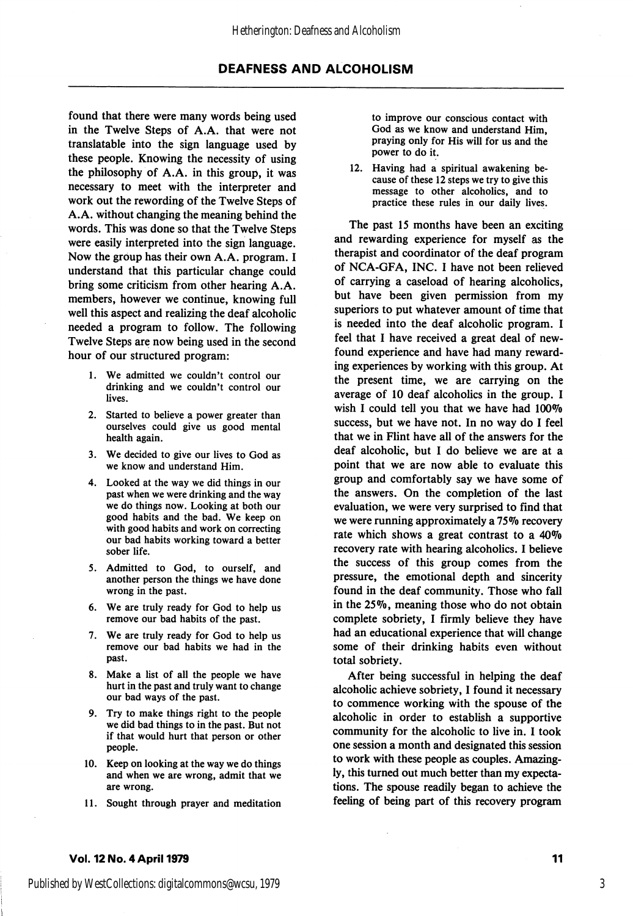found that there were many words being used in the Twelve Steps of A.A. that were not translatable into the sign language used by these people. Knowing the necessity of using the philosophy of A.A. in this group, it was necessary to meet with the interpreter and work out the rewording of the Twelve Steps of A.A. without changing the meaning behind the words. This was done so that the Twelve Steps were easily interpreted into the sign language. Now the group has their own A.A. program. I understand that this particular change could bring some criticism from other hearing A.A. members, however we continue, knowing full well this aspect and realizing the deaf alcoholic needed a program to follow. The following Twelve Steps are now being used in the second hour of our structured program:

1. We admitted we couldn't control our drinking and we couldn't control our lives.
2. Started to believe a power greater than ourselves could give us good mental health again.
3. We decided to give our lives to God as we know and understand Him.
4. Looked at the way we did things in our past when we were drinking and the way we do things now. Looking at both our good habits and the bad. We keep on with good habits and work on correcting our bad habits working toward a better sober life.
5. Admitted to God, to ourself, and another person the things we have done wrong in the past.
6. We are truly ready for God to help us remove our bad habits of the past.
7. We are truly ready for God to help us remove our bad habits we had in the past.
8. Make a list of all the people we have hurt in the past and truly want to change our bad ways of the past.
9. Try to make things right to the people we did bad things to in the past. But not if that would hurt that person or other people.
10. Keep on looking at the way we do things and when we are wrong, admit that we are wrong.
11. Sought through prayer and meditation to improve our conscious contact with God as we know and understand Him, praying only for His will for us and the power to do it.
12. Having had a spiritual awakening because of these 12 steps we try to give this message to other alcoholics, and to practice these rules in our daily lives.

The past 15 months have been an exciting and rewarding experience for myself as the therapist and coordinator of the deaf program of NCA-GFA, INC. I have not been relieved of carrying a caseload of hearing alcoholics, but have been given permission from my superiors to put whatever amount of time that is needed into the deaf alcoholic program. I feel that I have received a great deal of new-found experience and have had many rewarding experiences by working with this group. At the present time, we are carrying on the average of 10 deaf alcoholics in the group. I wish I could tell you that we have had 100% success, but we have not. In no way do I feel that we in Flint have all of the answers for the deaf alcoholic, but I do believe we are at a point that we are now able to evaluate this group and comfortably say we have some of the answers. On the completion of the last evaluation, we were very surprised to find that we were running approximately a 75% recovery rate which shows a great contrast to a 40% recovery rate with hearing alcoholics. I believe the success of this group comes from the pressure, the emotional depth and sincerity found in the deaf community. Those who fall in the 25%, meaning those who do not obtain complete sobriety, I firmly believe they have had an educational experience that will change some of their drinking habits even without total sobriety.

After being successful in helping the deaf alcoholic achieve sobriety, I found it necessary to commence working with the spouse of the alcoholic in order to establish a supportive community for the alcoholic to live in. I took one session a month and designated this session to work with these people as couples. Amazingly, this turned out much better than my expectations. The spouse readily began to achieve the feeling of being part of this recovery program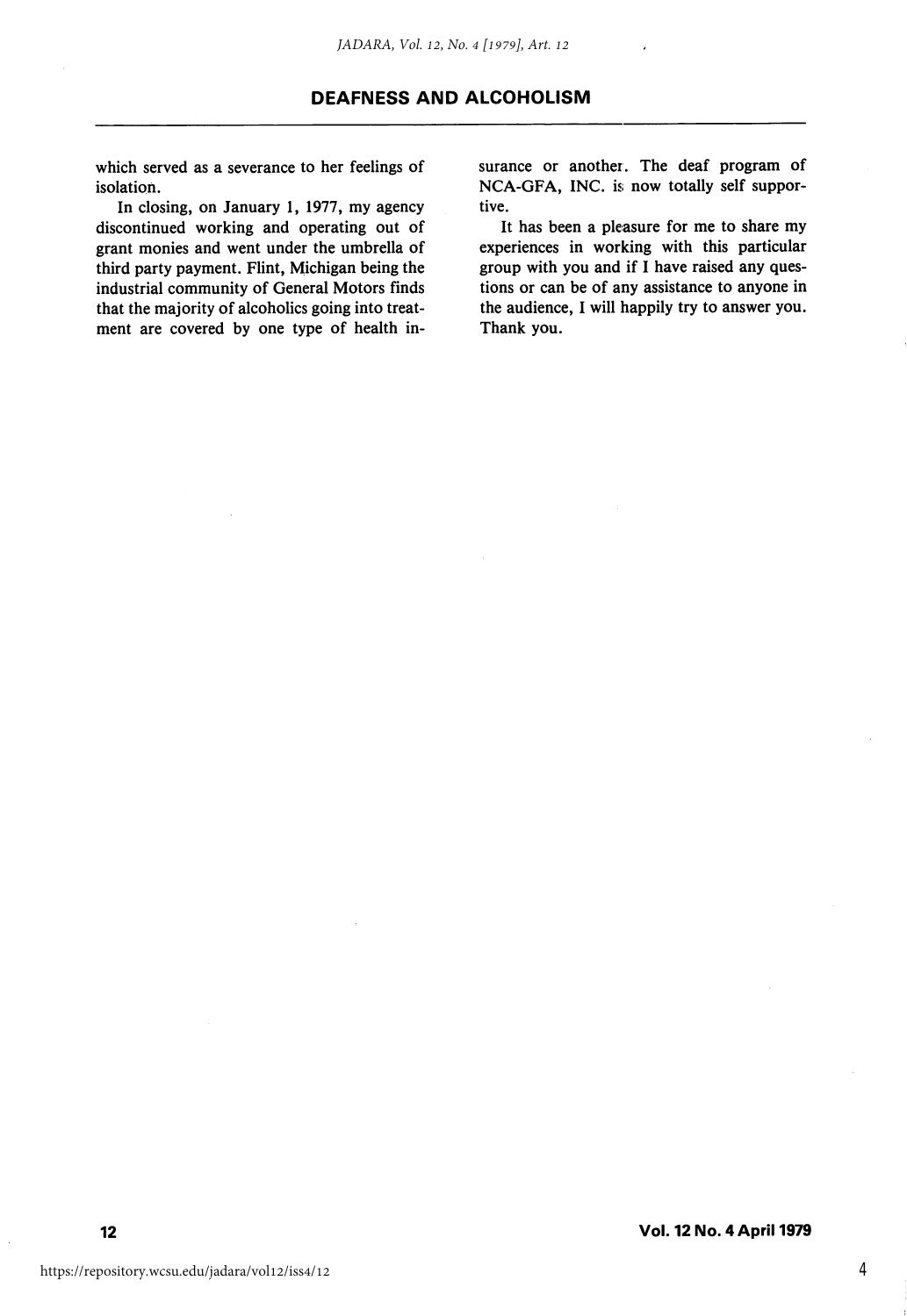which served as a severance to her feelings of isolation.

In closing, on January 1, 1977, my agency discontinued working and operating out of grant monies and went under the umbrella of third party payment. Flint, Michigan being the industrial community of General Motors finds that the majority of alcoholics going into treatment are covered by one type of health insurance or another. The deaf program of NCA-GFA, INC. is now totally self supportive.

It has been a pleasure for me to share my experiences in working with this particular group with you and if I have raised any questions or can be of any assistance to anyone in the audience, I will happily try to answer you. Thank you.